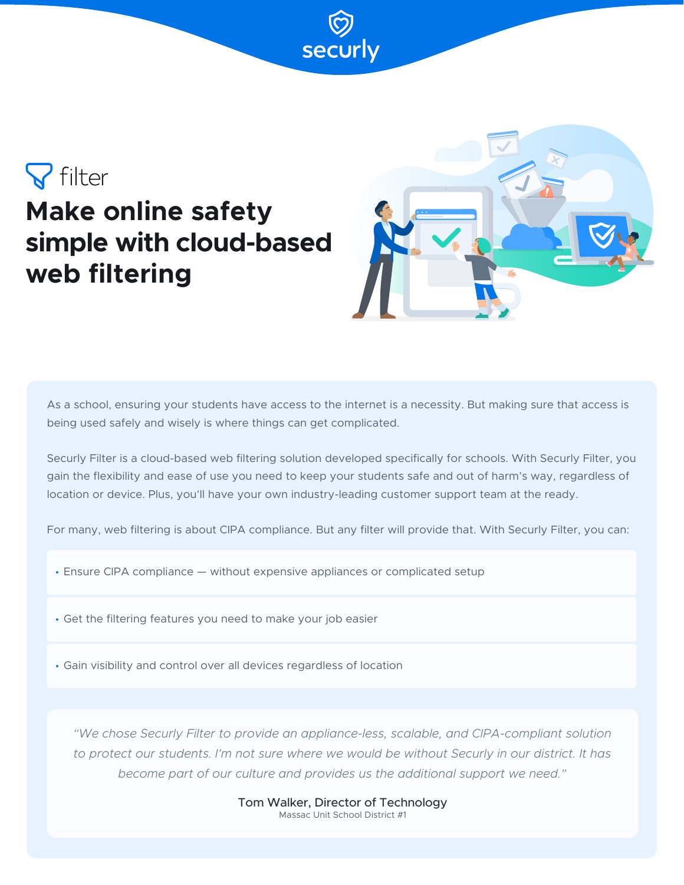securly

filter

# Make online safety simple with cloud-based web filtering

As a school, ensuring your students have access to the internet is a necessity. But making sure that access is being used safely and wisely is where things can get complicated.

Securly Filter is a cloud-based web filtering solution developed specifically for schools. With Securly Filter, you gain the flexibility and ease of use you need to keep your students safe and out of harm's way, regardless of location or device. Plus, you'll have your own industry-leading customer support team at the ready.

For many, web filtering is about CIPA compliance. But any filter will provide that. With Securly Filter, you can:

- Ensure CIPA compliance — without expensive appliances or complicated setup
- Get the filtering features you need to make your job easier
- Gain visibility and control over all devices regardless of location

*"We chose Securly Filter to provide an appliance-less, scalable, and CIPA-compliant solution to protect our students. I'm not sure where we would be without Securly in our district. It has become part of our culture and provides us the additional support we need."*

Tom Walker, Director of Technology
Massac Unit School District #1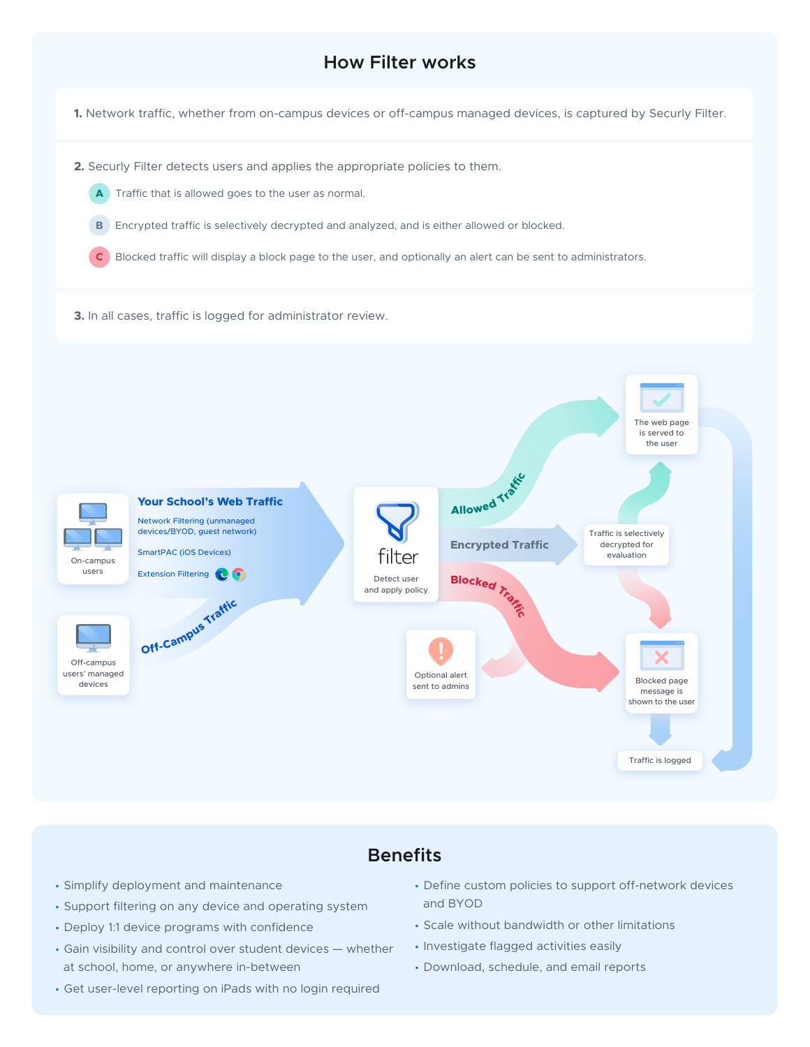## How Filter works

**1.** Network traffic, whether from on-campus devices or off-campus managed devices, is captured by Securly Filter.

**2.** Securly Filter detects users and applies the appropriate policies to them.

- **A** Traffic that is allowed goes to the user as normal.
- **B** Encrypted traffic is selectively decrypted and analyzed, and is either allowed or blocked.
- **C** Blocked traffic will display a block page to the user, and optionally an alert can be sent to administrators.

**3.** In all cases, traffic is logged for administrator review.

On-campus users

Off-campus users' managed devices

**Your School's Web Traffic**

Network Filtering (unmanaged devices/BYOD, guest network)

SmartPAC (iOS Devices)

Extension Filtering

**Off-Campus Traffic**

filter

Detect user and apply policy

**Allowed Traffic**

**Encrypted Traffic**

**Blocked Traffic**

The web page is served to the user

Traffic is selectively decrypted for evaluation

Optional alert sent to admins

Blocked page message is shown to the user

Traffic is logged

## Benefits

- Simplify deployment and maintenance
- Support filtering on any device and operating system
- Deploy 1:1 device programs with confidence
- Gain visibility and control over student devices — whether at school, home, or anywhere in-between
- Get user-level reporting on iPads with no login required
- Define custom policies to support off-network devices and BYOD
- Scale without bandwidth or other limitations
- Investigate flagged activities easily
- Download, schedule, and email reports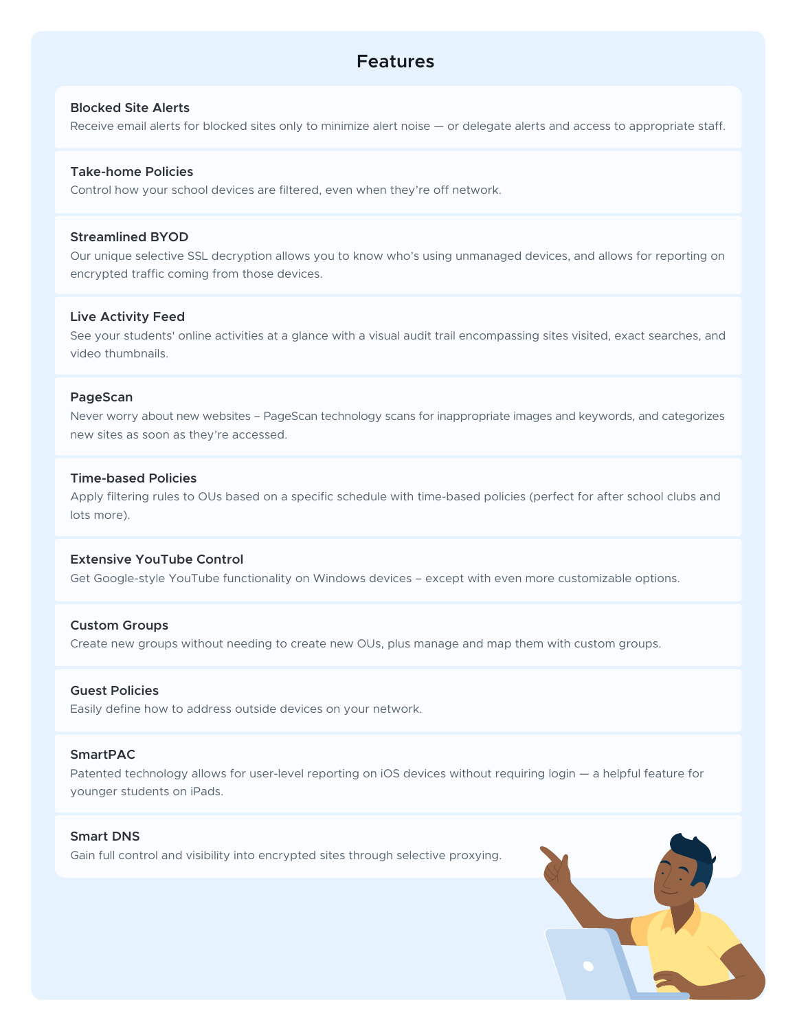# Features

### Blocked Site Alerts

Receive email alerts for blocked sites only to minimize alert noise — or delegate alerts and access to appropriate staff.

### Take-home Policies

Control how your school devices are filtered, even when they're off network.

### Streamlined BYOD

Our unique selective SSL decryption allows you to know who's using unmanaged devices, and allows for reporting on encrypted traffic coming from those devices.

### Live Activity Feed

See your students' online activities at a glance with a visual audit trail encompassing sites visited, exact searches, and video thumbnails.

### PageScan

Never worry about new websites – PageScan technology scans for inappropriate images and keywords, and categorizes new sites as soon as they're accessed.

### Time-based Policies

Apply filtering rules to OUs based on a specific schedule with time-based policies (perfect for after school clubs and lots more).

### Extensive YouTube Control

Get Google-style YouTube functionality on Windows devices – except with even more customizable options.

### Custom Groups

Create new groups without needing to create new OUs, plus manage and map them with custom groups.

### Guest Policies

Easily define how to address outside devices on your network.

### SmartPAC

Patented technology allows for user-level reporting on iOS devices without requiring login — a helpful feature for younger students on iPads.

### Smart DNS

Gain full control and visibility into encrypted sites through selective proxying.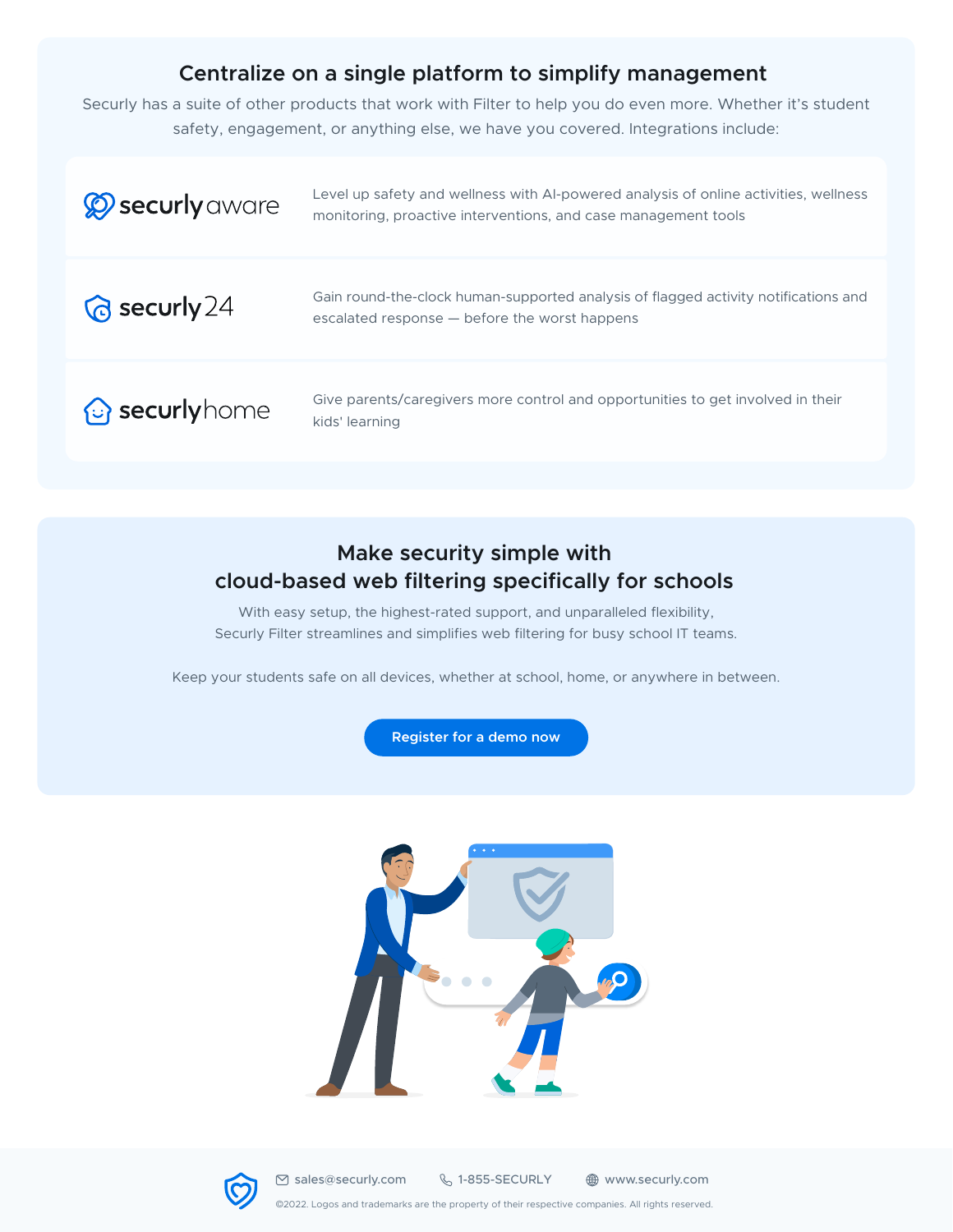## Centralize on a single platform to simplify management

Securly has a suite of other products that work with Filter to help you do even more. Whether it's student safety, engagement, or anything else, we have you covered. Integrations include:

| | |
|---|---|
| securly aware | Level up safety and wellness with AI-powered analysis of online activities, wellness monitoring, proactive interventions, and case management tools |
| securly 24 | Gain round-the-clock human-supported analysis of flagged activity notifications and escalated response — before the worst happens |
| securly home | Give parents/caregivers more control and opportunities to get involved in their kids' learning |

## Make security simple with cloud-based web filtering specifically for schools

With easy setup, the highest-rated support, and unparalleled flexibility, Securly Filter streamlines and simplifies web filtering for busy school IT teams.

Keep your students safe on all devices, whether at school, home, or anywhere in between.

Register for a demo now

sales@securly.com 1-855-SECURLY www.securly.com

©2022. Logos and trademarks are the property of their respective companies. All rights reserved.